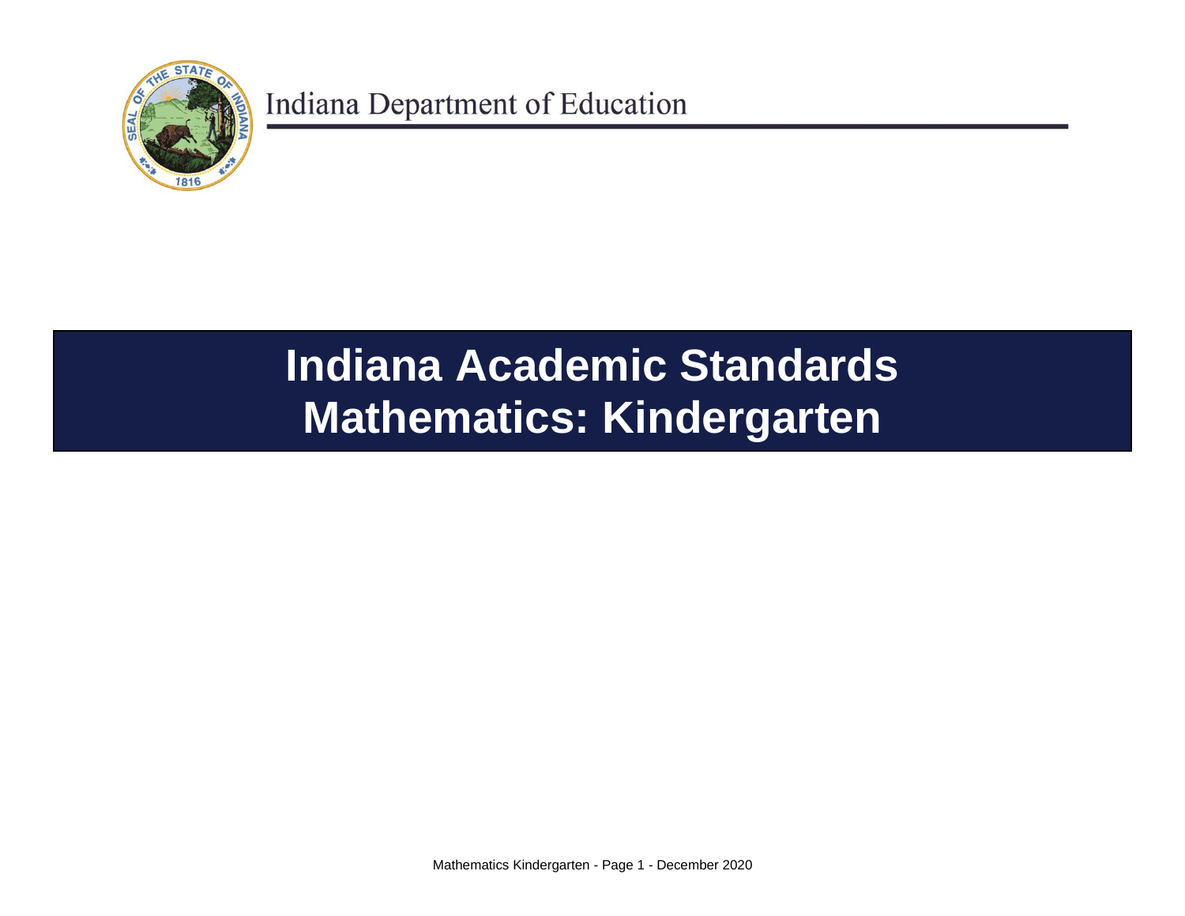Indiana Department of Education

# Indiana Academic Standards
# Mathematics: Kindergarten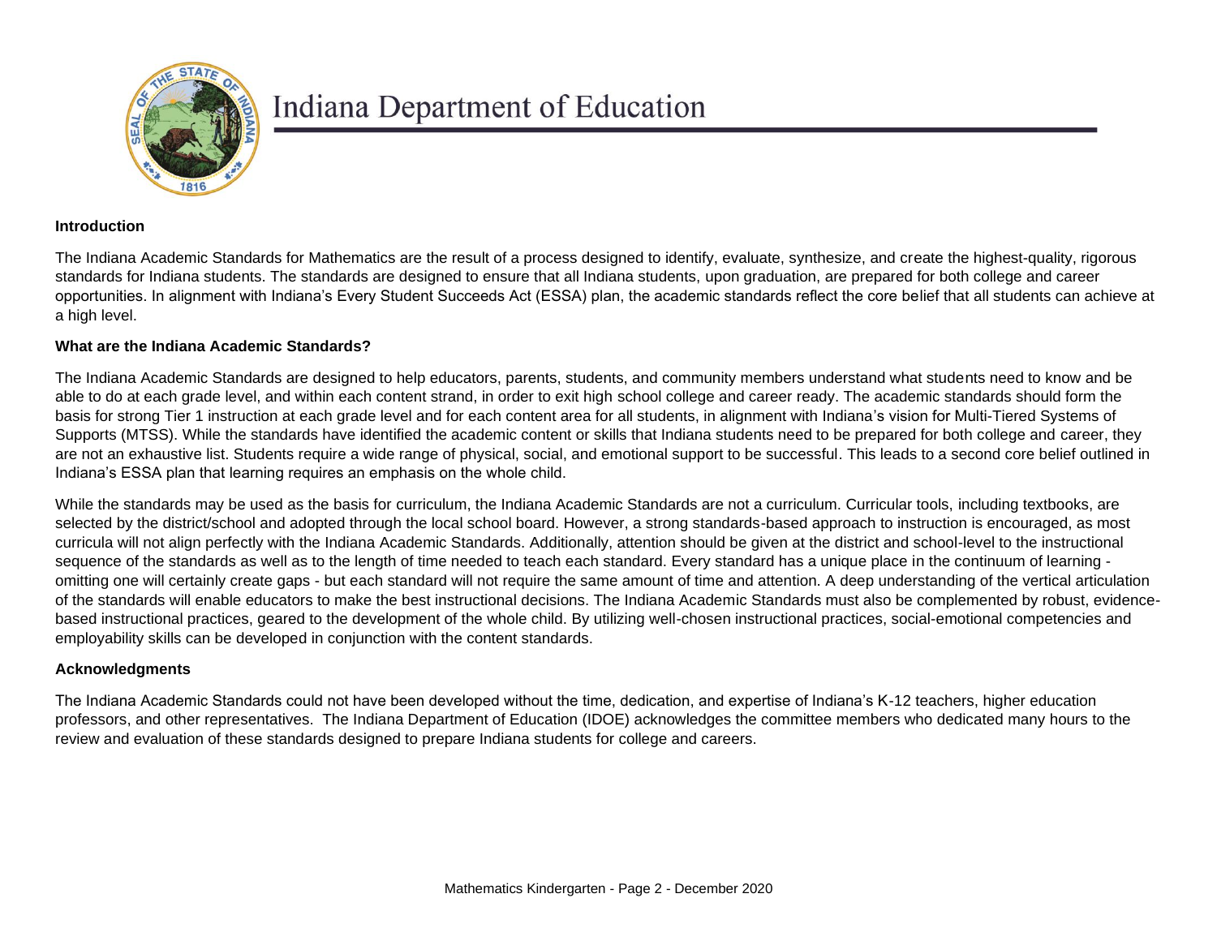# Indiana Department of Education

**Introduction**

The Indiana Academic Standards for Mathematics are the result of a process designed to identify, evaluate, synthesize, and create the highest-quality, rigorous standards for Indiana students. The standards are designed to ensure that all Indiana students, upon graduation, are prepared for both college and career opportunities. In alignment with Indiana's Every Student Succeeds Act (ESSA) plan, the academic standards reflect the core belief that all students can achieve at a high level.

**What are the Indiana Academic Standards?**

The Indiana Academic Standards are designed to help educators, parents, students, and community members understand what students need to know and be able to do at each grade level, and within each content strand, in order to exit high school college and career ready. The academic standards should form the basis for strong Tier 1 instruction at each grade level and for each content area for all students, in alignment with Indiana's vision for Multi-Tiered Systems of Supports (MTSS). While the standards have identified the academic content or skills that Indiana students need to be prepared for both college and career, they are not an exhaustive list. Students require a wide range of physical, social, and emotional support to be successful. This leads to a second core belief outlined in Indiana's ESSA plan that learning requires an emphasis on the whole child.

While the standards may be used as the basis for curriculum, the Indiana Academic Standards are not a curriculum. Curricular tools, including textbooks, are selected by the district/school and adopted through the local school board. However, a strong standards-based approach to instruction is encouraged, as most curricula will not align perfectly with the Indiana Academic Standards. Additionally, attention should be given at the district and school-level to the instructional sequence of the standards as well as to the length of time needed to teach each standard. Every standard has a unique place in the continuum of learning - omitting one will certainly create gaps - but each standard will not require the same amount of time and attention. A deep understanding of the vertical articulation of the standards will enable educators to make the best instructional decisions. The Indiana Academic Standards must also be complemented by robust, evidence-based instructional practices, geared to the development of the whole child. By utilizing well-chosen instructional practices, social-emotional competencies and employability skills can be developed in conjunction with the content standards.

**Acknowledgments**

The Indiana Academic Standards could not have been developed without the time, dedication, and expertise of Indiana's K-12 teachers, higher education professors, and other representatives. The Indiana Department of Education (IDOE) acknowledges the committee members who dedicated many hours to the review and evaluation of these standards designed to prepare Indiana students for college and careers.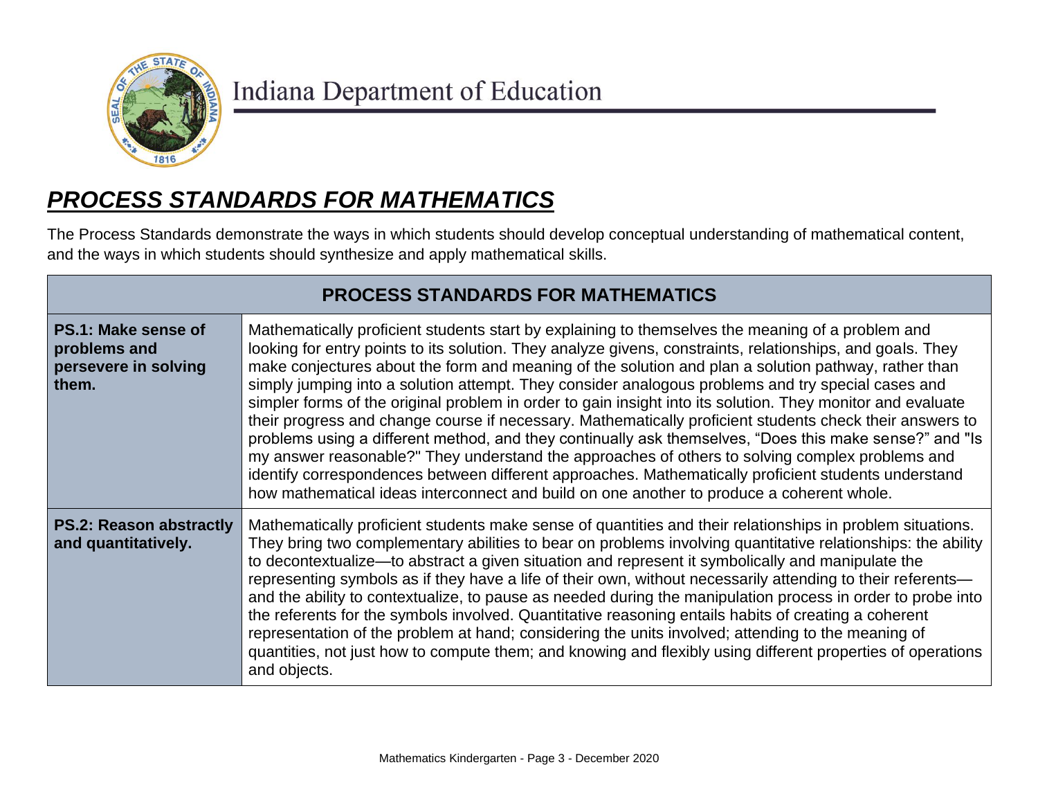Indiana Department of Education

## *PROCESS STANDARDS FOR MATHEMATICS*

The Process Standards demonstrate the ways in which students should develop conceptual understanding of mathematical content, and the ways in which students should synthesize and apply mathematical skills.

| PROCESS STANDARDS FOR MATHEMATICS | |
|---|---|
| **PS.1: Make sense of problems and persevere in solving them.** | Mathematically proficient students start by explaining to themselves the meaning of a problem and looking for entry points to its solution. They analyze givens, constraints, relationships, and goals. They make conjectures about the form and meaning of the solution and plan a solution pathway, rather than simply jumping into a solution attempt. They consider analogous problems and try special cases and simpler forms of the original problem in order to gain insight into its solution. They monitor and evaluate their progress and change course if necessary. Mathematically proficient students check their answers to problems using a different method, and they continually ask themselves, “Does this make sense?” and "Is my answer reasonable?" They understand the approaches of others to solving complex problems and identify correspondences between different approaches. Mathematically proficient students understand how mathematical ideas interconnect and build on one another to produce a coherent whole. |
| **PS.2: Reason abstractly and quantitatively.** | Mathematically proficient students make sense of quantities and their relationships in problem situations. They bring two complementary abilities to bear on problems involving quantitative relationships: the ability to decontextualize—to abstract a given situation and represent it symbolically and manipulate the representing symbols as if they have a life of their own, without necessarily attending to their referents—and the ability to contextualize, to pause as needed during the manipulation process in order to probe into the referents for the symbols involved. Quantitative reasoning entails habits of creating a coherent representation of the problem at hand; considering the units involved; attending to the meaning of quantities, not just how to compute them; and knowing and flexibly using different properties of operations and objects. |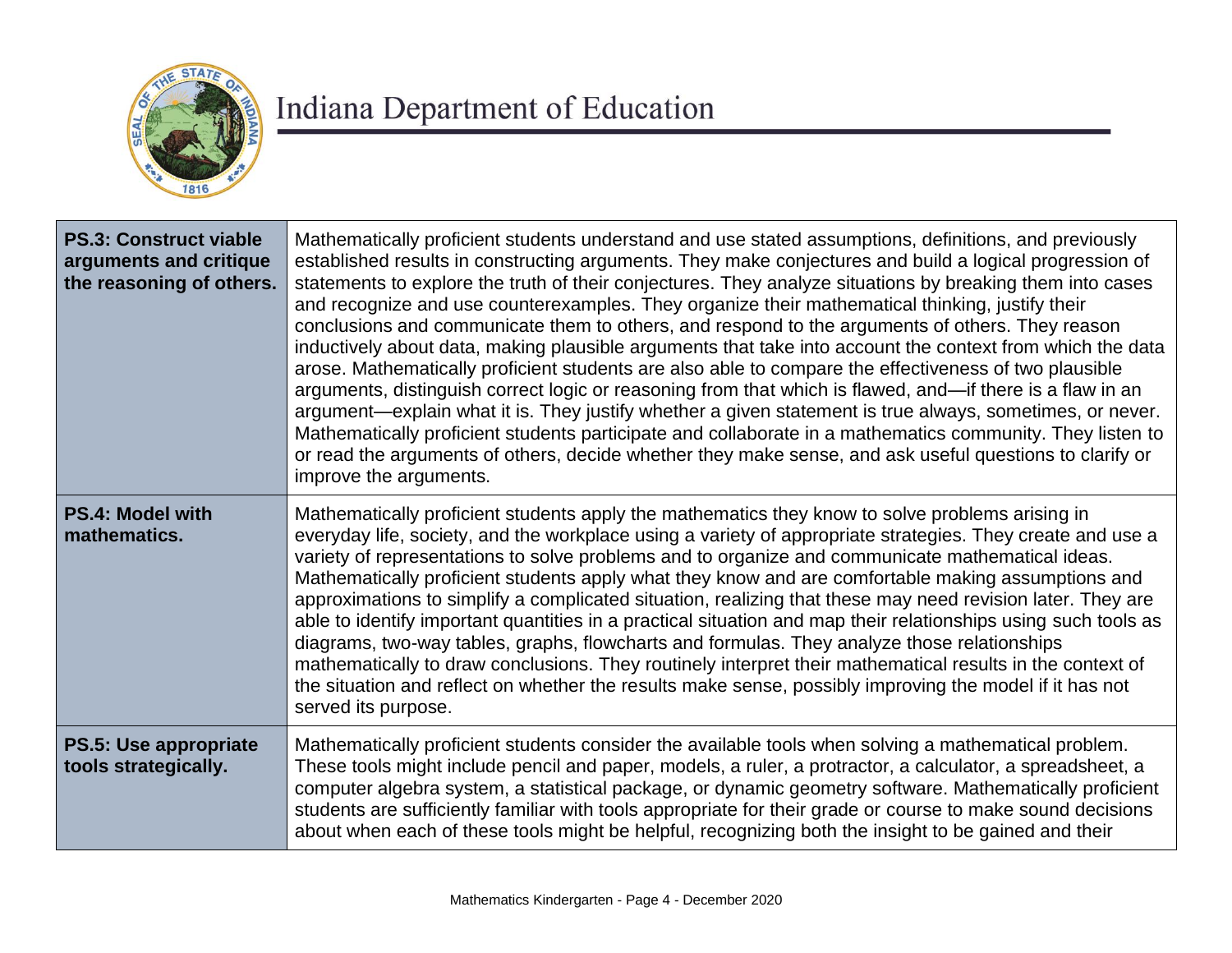| | |
|---|---|
| **PS.3: Construct viable arguments and critique the reasoning of others.** | Mathematically proficient students understand and use stated assumptions, definitions, and previously established results in constructing arguments. They make conjectures and build a logical progression of statements to explore the truth of their conjectures. They analyze situations by breaking them into cases and recognize and use counterexamples. They organize their mathematical thinking, justify their conclusions and communicate them to others, and respond to the arguments of others. They reason inductively about data, making plausible arguments that take into account the context from which the data arose. Mathematically proficient students are also able to compare the effectiveness of two plausible arguments, distinguish correct logic or reasoning from that which is flawed, and—if there is a flaw in an argument—explain what it is. They justify whether a given statement is true always, sometimes, or never. Mathematically proficient students participate and collaborate in a mathematics community. They listen to or read the arguments of others, decide whether they make sense, and ask useful questions to clarify or improve the arguments. |
| **PS.4: Model with mathematics.** | Mathematically proficient students apply the mathematics they know to solve problems arising in everyday life, society, and the workplace using a variety of appropriate strategies. They create and use a variety of representations to solve problems and to organize and communicate mathematical ideas. Mathematically proficient students apply what they know and are comfortable making assumptions and approximations to simplify a complicated situation, realizing that these may need revision later. They are able to identify important quantities in a practical situation and map their relationships using such tools as diagrams, two-way tables, graphs, flowcharts and formulas. They analyze those relationships mathematically to draw conclusions. They routinely interpret their mathematical results in the context of the situation and reflect on whether the results make sense, possibly improving the model if it has not served its purpose. |
| **PS.5: Use appropriate tools strategically.** | Mathematically proficient students consider the available tools when solving a mathematical problem. These tools might include pencil and paper, models, a ruler, a protractor, a calculator, a spreadsheet, a computer algebra system, a statistical package, or dynamic geometry software. Mathematically proficient students are sufficiently familiar with tools appropriate for their grade or course to make sound decisions about when each of these tools might be helpful, recognizing both the insight to be gained and their |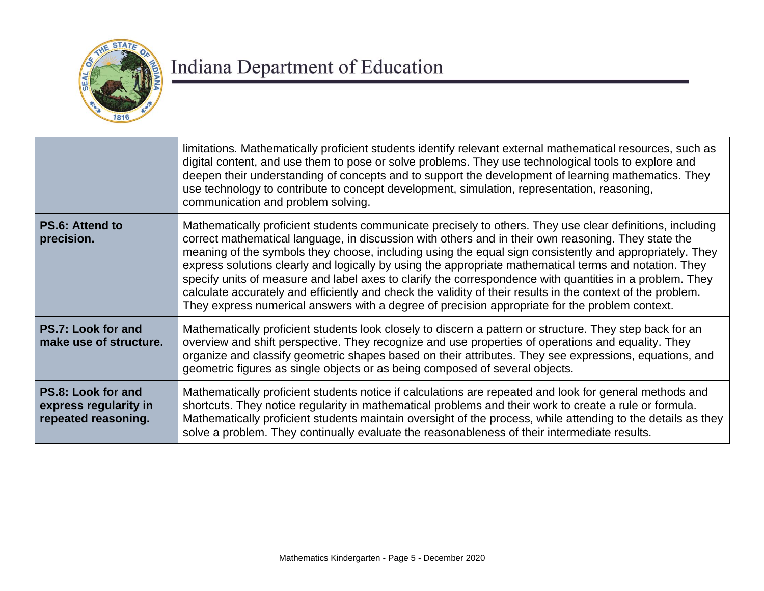| | |
|---|---|
| | limitations. Mathematically proficient students identify relevant external mathematical resources, such as digital content, and use them to pose or solve problems. They use technological tools to explore and deepen their understanding of concepts and to support the development of learning mathematics. They use technology to contribute to concept development, simulation, representation, reasoning, communication and problem solving. |
| **PS.6: Attend to precision.** | Mathematically proficient students communicate precisely to others. They use clear definitions, including correct mathematical language, in discussion with others and in their own reasoning. They state the meaning of the symbols they choose, including using the equal sign consistently and appropriately. They express solutions clearly and logically by using the appropriate mathematical terms and notation. They specify units of measure and label axes to clarify the correspondence with quantities in a problem. They calculate accurately and efficiently and check the validity of their results in the context of the problem. They express numerical answers with a degree of precision appropriate for the problem context. |
| **PS.7: Look for and make use of structure.** | Mathematically proficient students look closely to discern a pattern or structure. They step back for an overview and shift perspective. They recognize and use properties of operations and equality. They organize and classify geometric shapes based on their attributes. They see expressions, equations, and geometric figures as single objects or as being composed of several objects. |
| **PS.8: Look for and express regularity in repeated reasoning.** | Mathematically proficient students notice if calculations are repeated and look for general methods and shortcuts. They notice regularity in mathematical problems and their work to create a rule or formula. Mathematically proficient students maintain oversight of the process, while attending to the details as they solve a problem. They continually evaluate the reasonableness of their intermediate results. |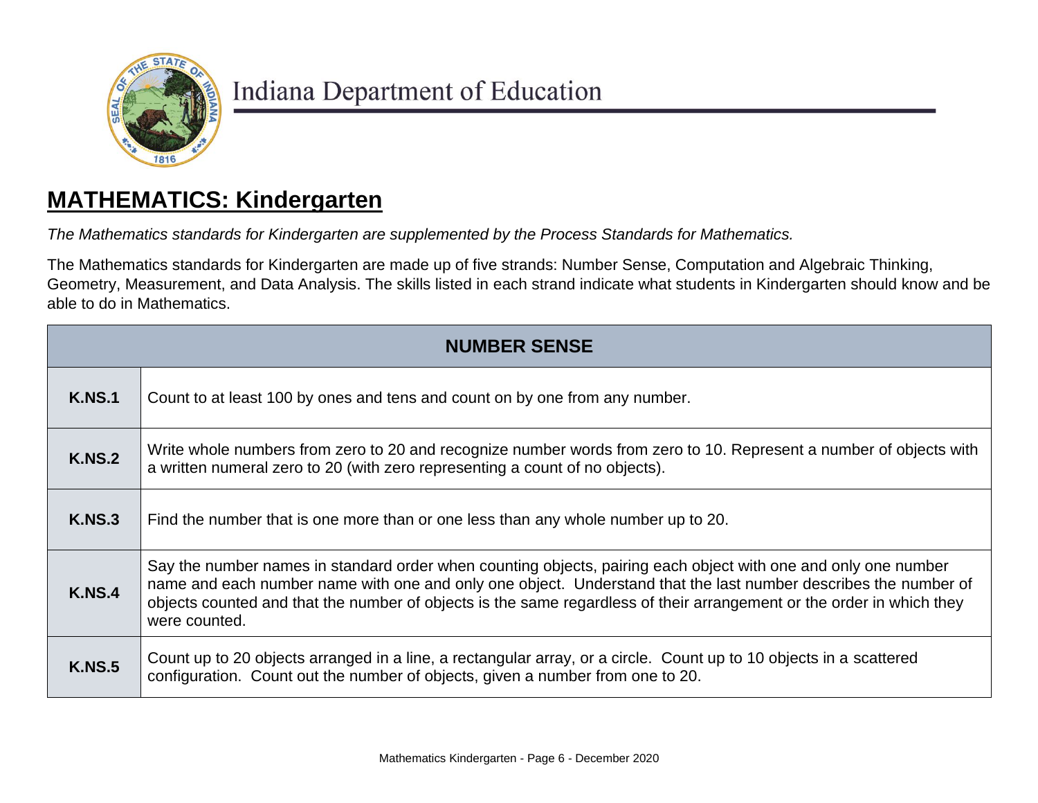Indiana Department of Education

# MATHEMATICS: Kindergarten

*The Mathematics standards for Kindergarten are supplemented by the Process Standards for Mathematics.*

The Mathematics standards for Kindergarten are made up of five strands: Number Sense, Computation and Algebraic Thinking, Geometry, Measurement, and Data Analysis. The skills listed in each strand indicate what students in Kindergarten should know and be able to do in Mathematics.

| NUMBER SENSE | |
|---|---|
| **K.NS.1** | Count to at least 100 by ones and tens and count on by one from any number. |
| **K.NS.2** | Write whole numbers from zero to 20 and recognize number words from zero to 10. Represent a number of objects with a written numeral zero to 20 (with zero representing a count of no objects). |
| **K.NS.3** | Find the number that is one more than or one less than any whole number up to 20. |
| **K.NS.4** | Say the number names in standard order when counting objects, pairing each object with one and only one number name and each number name with one and only one object. Understand that the last number describes the number of objects counted and that the number of objects is the same regardless of their arrangement or the order in which they were counted. |
| **K.NS.5** | Count up to 20 objects arranged in a line, a rectangular array, or a circle. Count up to 10 objects in a scattered configuration. Count out the number of objects, given a number from one to 20. |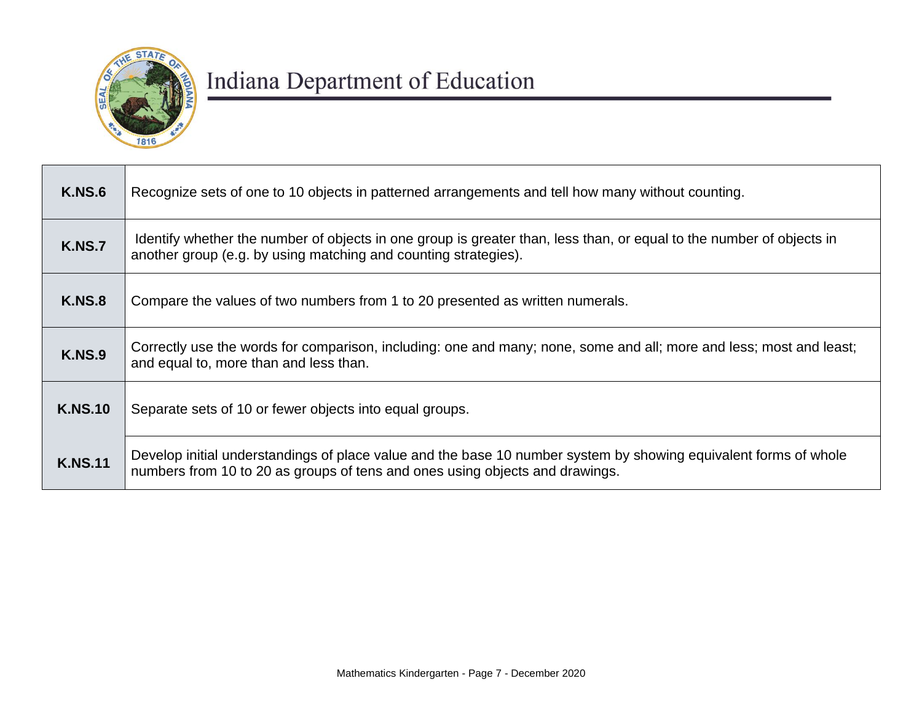| | |
|---|---|
| **K.NS.6** | Recognize sets of one to 10 objects in patterned arrangements and tell how many without counting. |
| **K.NS.7** | Identify whether the number of objects in one group is greater than, less than, or equal to the number of objects in another group (e.g. by using matching and counting strategies). |
| **K.NS.8** | Compare the values of two numbers from 1 to 20 presented as written numerals. |
| **K.NS.9** | Correctly use the words for comparison, including: one and many; none, some and all; more and less; most and least; and equal to, more than and less than. |
| **K.NS.10** | Separate sets of 10 or fewer objects into equal groups. |
| **K.NS.11** | Develop initial understandings of place value and the base 10 number system by showing equivalent forms of whole numbers from 10 to 20 as groups of tens and ones using objects and drawings. |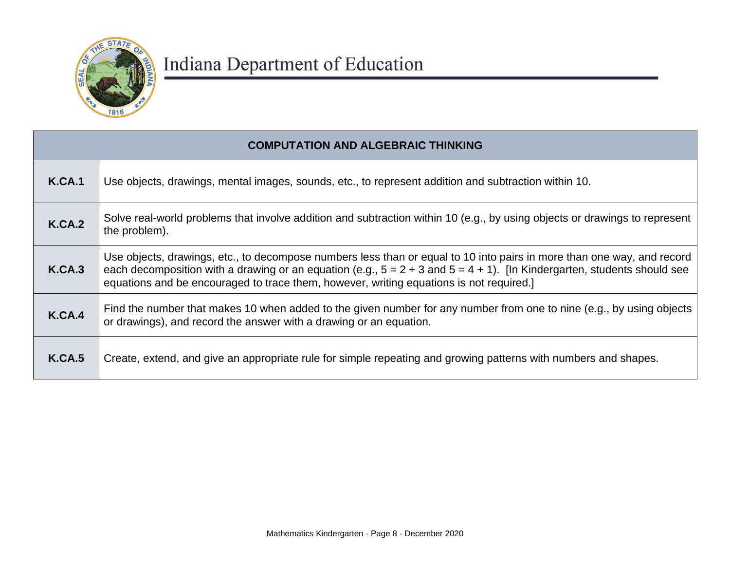Indiana Department of Education

| COMPUTATION AND ALGEBRAIC THINKING | |
|---|---|
| **K.CA.1** | Use objects, drawings, mental images, sounds, etc., to represent addition and subtraction within 10. |
| **K.CA.2** | Solve real-world problems that involve addition and subtraction within 10 (e.g., by using objects or drawings to represent the problem). |
| **K.CA.3** | Use objects, drawings, etc., to decompose numbers less than or equal to 10 into pairs in more than one way, and record each decomposition with a drawing or an equation (e.g., $5 = 2 + 3$ and $5 = 4 + 1$). [In Kindergarten, students should see equations and be encouraged to trace them, however, writing equations is not required.] |
| **K.CA.4** | Find the number that makes 10 when added to the given number for any number from one to nine (e.g., by using objects or drawings), and record the answer with a drawing or an equation. |
| **K.CA.5** | Create, extend, and give an appropriate rule for simple repeating and growing patterns with numbers and shapes. |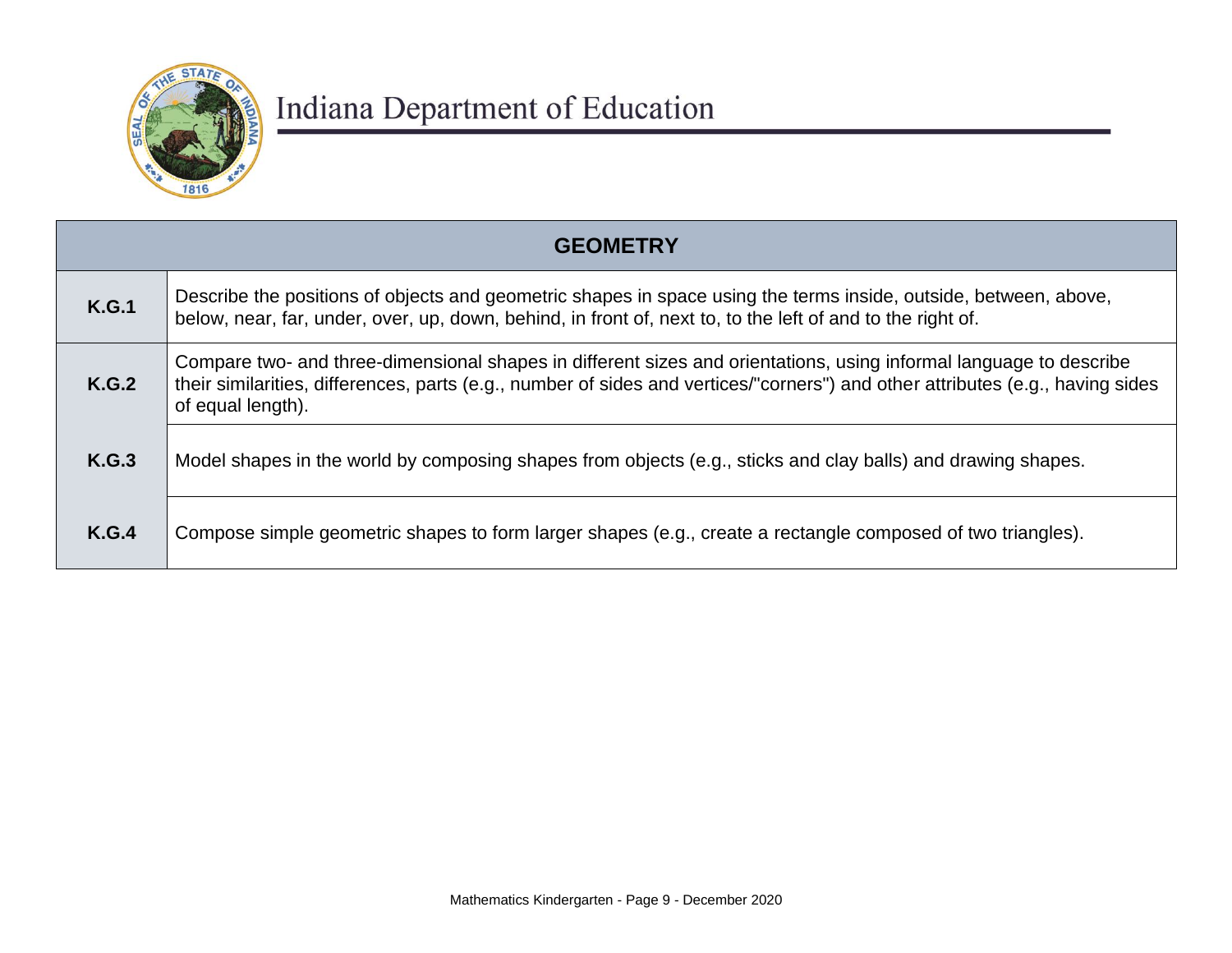| GEOMETRY | |
|---|---|
| **K.G.1** | Describe the positions of objects and geometric shapes in space using the terms inside, outside, between, above, below, near, far, under, over, up, down, behind, in front of, next to, to the left of and to the right of. |
| **K.G.2** | Compare two- and three-dimensional shapes in different sizes and orientations, using informal language to describe their similarities, differences, parts (e.g., number of sides and vertices/"corners") and other attributes (e.g., having sides of equal length). |
| **K.G.3** | Model shapes in the world by composing shapes from objects (e.g., sticks and clay balls) and drawing shapes. |
| **K.G.4** | Compose simple geometric shapes to form larger shapes (e.g., create a rectangle composed of two triangles). |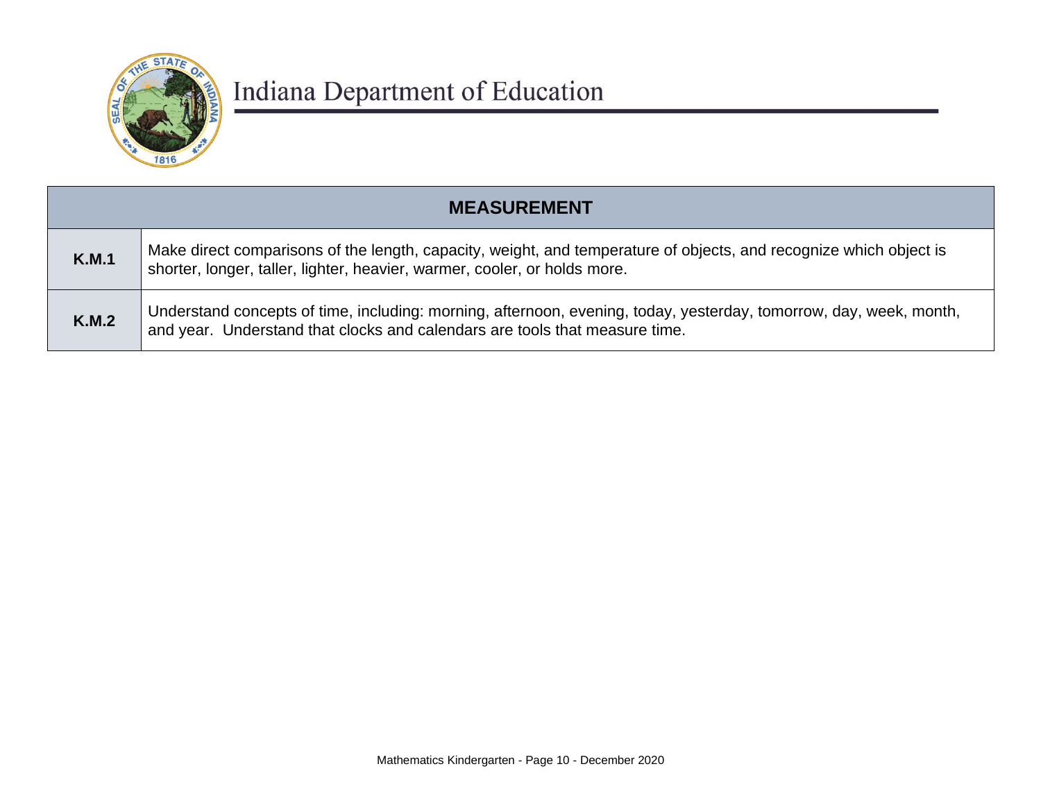Indiana Department of Education

| MEASUREMENT | |
|---|---|
| **K.M.1** | Make direct comparisons of the length, capacity, weight, and temperature of objects, and recognize which object is shorter, longer, taller, lighter, heavier, warmer, cooler, or holds more. |
| **K.M.2** | Understand concepts of time, including: morning, afternoon, evening, today, yesterday, tomorrow, day, week, month, and year. Understand that clocks and calendars are tools that measure time. |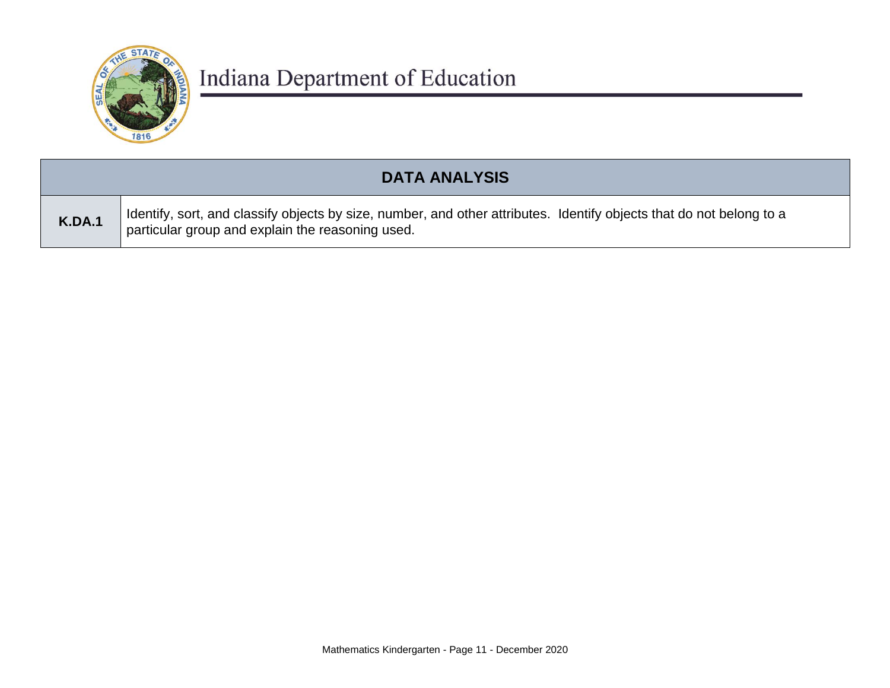| DATA ANALYSIS | |
|---|---|
| **K.DA.1** | Identify, sort, and classify objects by size, number, and other attributes. Identify objects that do not belong to a particular group and explain the reasoning used. |